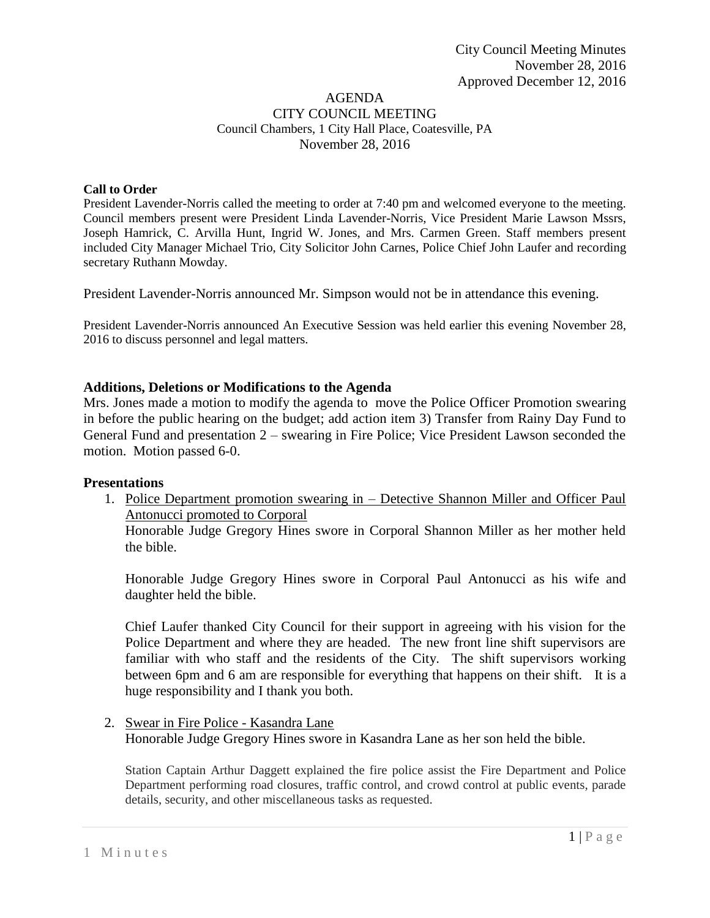City Council Meeting Minutes
November 28, 2016
Approved December 12, 2016

AGENDA
CITY COUNCIL MEETING
Council Chambers, 1 City Hall Place, Coatesville, PA
November 28, 2016

**Call to Order**

President Lavender-Norris called the meeting to order at 7:40 pm and welcomed everyone to the meeting. Council members present were President Linda Lavender-Norris, Vice President Marie Lawson Mssrs, Joseph Hamrick, C. Arvilla Hunt, Ingrid W. Jones, and Mrs. Carmen Green. Staff members present included City Manager Michael Trio, City Solicitor John Carnes, Police Chief John Laufer and recording secretary Ruthann Mowday.

President Lavender-Norris announced Mr. Simpson would not be in attendance this evening.

President Lavender-Norris announced An Executive Session was held earlier this evening November 28, 2016 to discuss personnel and legal matters.

**Additions, Deletions or Modifications to the Agenda**

Mrs. Jones made a motion to modify the agenda to move the Police Officer Promotion swearing in before the public hearing on the budget; add action item 3) Transfer from Rainy Day Fund to General Fund and presentation 2 – swearing in Fire Police; Vice President Lawson seconded the motion. Motion passed 6-0.

**Presentations**

1. Police Department promotion swearing in – Detective Shannon Miller and Officer Paul Antonucci promoted to Corporal

   Honorable Judge Gregory Hines swore in Corporal Shannon Miller as her mother held the bible.

   Honorable Judge Gregory Hines swore in Corporal Paul Antonucci as his wife and daughter held the bible.

   Chief Laufer thanked City Council for their support in agreeing with his vision for the Police Department and where they are headed. The new front line shift supervisors are familiar with who staff and the residents of the City. The shift supervisors working between 6pm and 6 am are responsible for everything that happens on their shift. It is a huge responsibility and I thank you both.

2. Swear in Fire Police - Kasandra Lane

   Honorable Judge Gregory Hines swore in Kasandra Lane as her son held the bible.

   Station Captain Arthur Daggett explained the fire police assist the Fire Department and Police Department performing road closures, traffic control, and crowd control at public events, parade details, security, and other miscellaneous tasks as requested.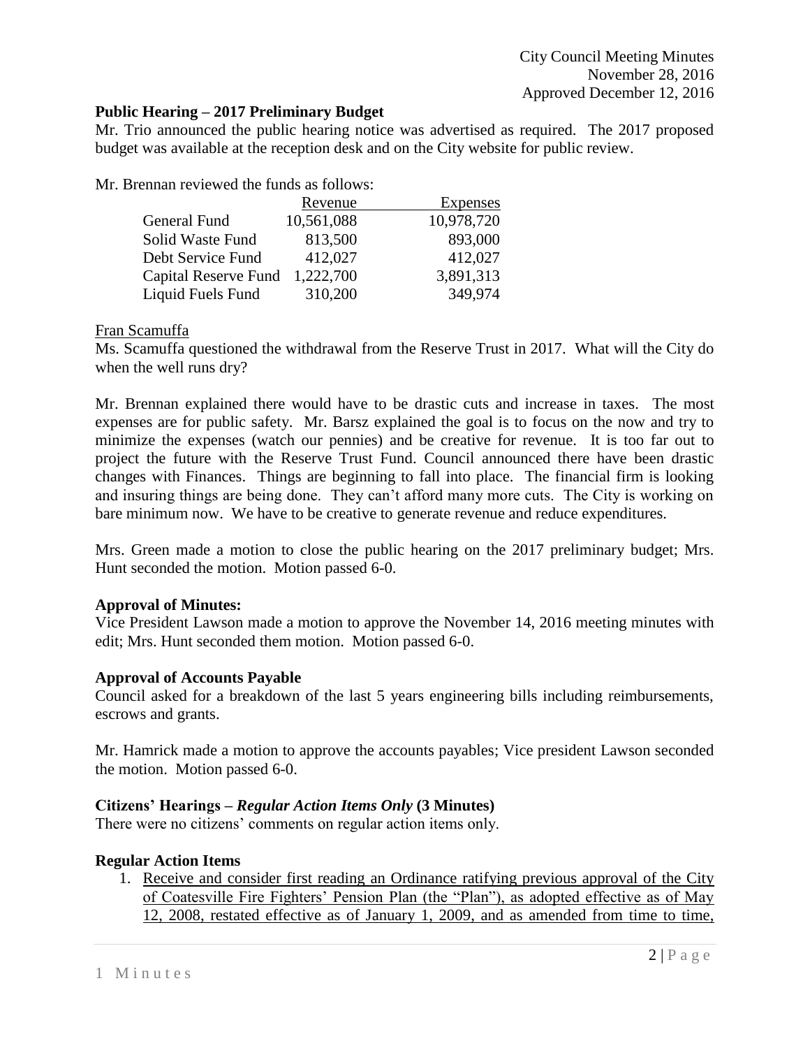**Public Hearing – 2017 Preliminary Budget**

Mr. Trio announced the public hearing notice was advertised as required. The 2017 proposed budget was available at the reception desk and on the City website for public review.

Mr. Brennan reviewed the funds as follows:

| | Revenue | Expenses |
|---|---|---|
| General Fund | 10,561,088 | 10,978,720 |
| Solid Waste Fund | 813,500 | 893,000 |
| Debt Service Fund | 412,027 | 412,027 |
| Capital Reserve Fund | 1,222,700 | 3,891,313 |
| Liquid Fuels Fund | 310,200 | 349,974 |

Fran Scamuffa

Ms. Scamuffa questioned the withdrawal from the Reserve Trust in 2017. What will the City do when the well runs dry?

Mr. Brennan explained there would have to be drastic cuts and increase in taxes. The most expenses are for public safety. Mr. Barsz explained the goal is to focus on the now and try to minimize the expenses (watch our pennies) and be creative for revenue. It is too far out to project the future with the Reserve Trust Fund. Council announced there have been drastic changes with Finances. Things are beginning to fall into place. The financial firm is looking and insuring things are being done. They can't afford many more cuts. The City is working on bare minimum now. We have to be creative to generate revenue and reduce expenditures.

Mrs. Green made a motion to close the public hearing on the 2017 preliminary budget; Mrs. Hunt seconded the motion. Motion passed 6-0.

**Approval of Minutes:**

Vice President Lawson made a motion to approve the November 14, 2016 meeting minutes with edit; Mrs. Hunt seconded them motion. Motion passed 6-0.

**Approval of Accounts Payable**

Council asked for a breakdown of the last 5 years engineering bills including reimbursements, escrows and grants.

Mr. Hamrick made a motion to approve the accounts payables; Vice president Lawson seconded the motion. Motion passed 6-0.

**Citizens' Hearings – *Regular Action Items Only* (3 Minutes)**

There were no citizens' comments on regular action items only.

**Regular Action Items**

1. Receive and consider first reading an Ordinance ratifying previous approval of the City of Coatesville Fire Fighters' Pension Plan (the "Plan"), as adopted effective as of May 12, 2008, restated effective as of January 1, 2009, and as amended from time to time,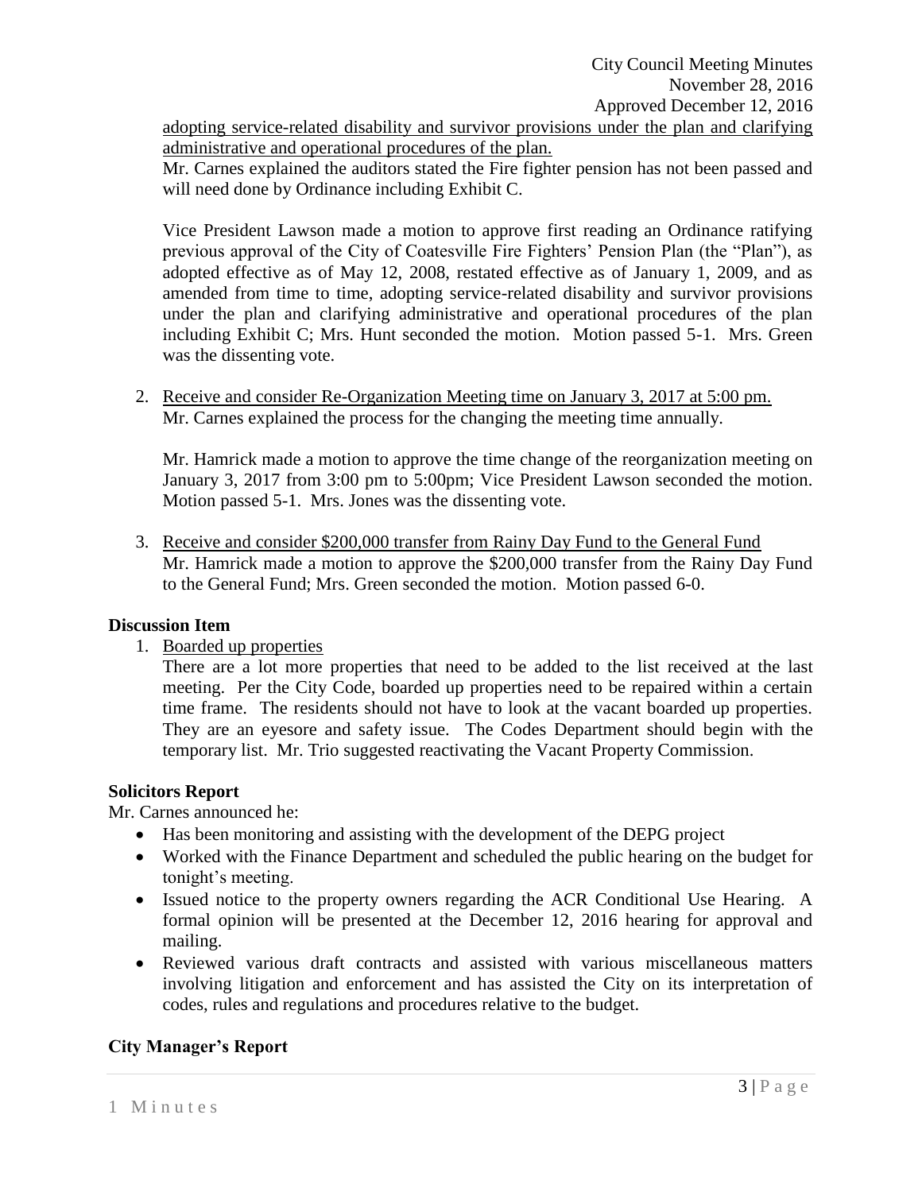adopting service-related disability and survivor provisions under the plan and clarifying administrative and operational procedures of the plan.

Mr. Carnes explained the auditors stated the Fire fighter pension has not been passed and will need done by Ordinance including Exhibit C.

Vice President Lawson made a motion to approve first reading an Ordinance ratifying previous approval of the City of Coatesville Fire Fighters' Pension Plan (the "Plan"), as adopted effective as of May 12, 2008, restated effective as of January 1, 2009, and as amended from time to time, adopting service-related disability and survivor provisions under the plan and clarifying administrative and operational procedures of the plan including Exhibit C; Mrs. Hunt seconded the motion. Motion passed 5-1. Mrs. Green was the dissenting vote.

2. Receive and consider Re-Organization Meeting time on January 3, 2017 at 5:00 pm.

   Mr. Carnes explained the process for the changing the meeting time annually.

   Mr. Hamrick made a motion to approve the time change of the reorganization meeting on January 3, 2017 from 3:00 pm to 5:00pm; Vice President Lawson seconded the motion. Motion passed 5-1. Mrs. Jones was the dissenting vote.

3. Receive and consider $200,000 transfer from Rainy Day Fund to the General Fund

   Mr. Hamrick made a motion to approve the $200,000 transfer from the Rainy Day Fund to the General Fund; Mrs. Green seconded the motion. Motion passed 6-0.

**Discussion Item**

1. Boarded up properties

   There are a lot more properties that need to be added to the list received at the last meeting. Per the City Code, boarded up properties need to be repaired within a certain time frame. The residents should not have to look at the vacant boarded up properties. They are an eyesore and safety issue. The Codes Department should begin with the temporary list. Mr. Trio suggested reactivating the Vacant Property Commission.

**Solicitors Report**

Mr. Carnes announced he:

- Has been monitoring and assisting with the development of the DEPG project
- Worked with the Finance Department and scheduled the public hearing on the budget for tonight's meeting.
- Issued notice to the property owners regarding the ACR Conditional Use Hearing. A formal opinion will be presented at the December 12, 2016 hearing for approval and mailing.
- Reviewed various draft contracts and assisted with various miscellaneous matters involving litigation and enforcement and has assisted the City on its interpretation of codes, rules and regulations and procedures relative to the budget.

**City Manager's Report**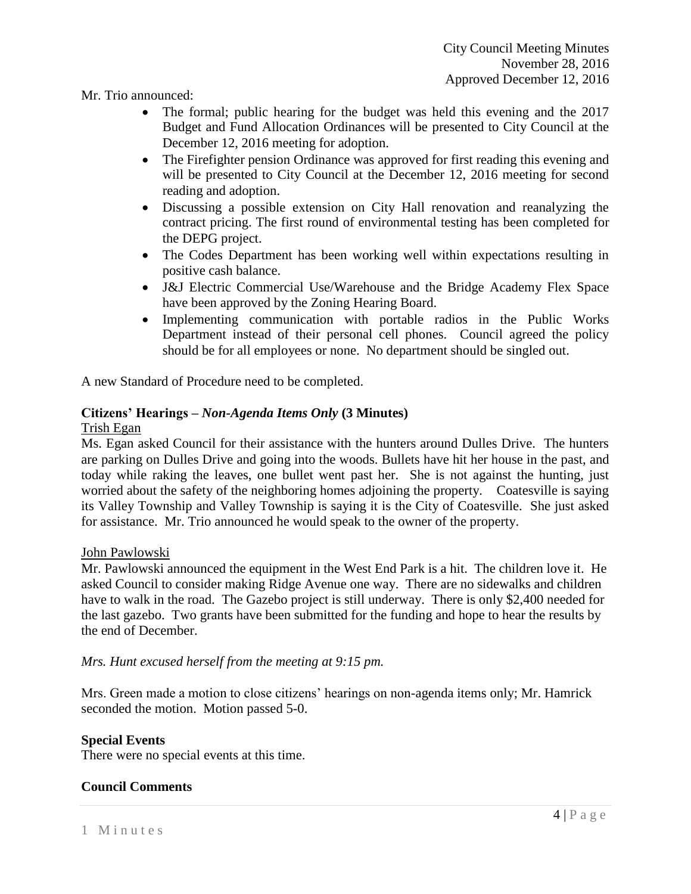Mr. Trio announced:

- The formal; public hearing for the budget was held this evening and the 2017 Budget and Fund Allocation Ordinances will be presented to City Council at the December 12, 2016 meeting for adoption.
- The Firefighter pension Ordinance was approved for first reading this evening and will be presented to City Council at the December 12, 2016 meeting for second reading and adoption.
- Discussing a possible extension on City Hall renovation and reanalyzing the contract pricing. The first round of environmental testing has been completed for the DEPG project.
- The Codes Department has been working well within expectations resulting in positive cash balance.
- J&J Electric Commercial Use/Warehouse and the Bridge Academy Flex Space have been approved by the Zoning Hearing Board.
- Implementing communication with portable radios in the Public Works Department instead of their personal cell phones. Council agreed the policy should be for all employees or none. No department should be singled out.

A new Standard of Procedure need to be completed.

**Citizens' Hearings –** ***Non-Agenda Items Only*** **(3 Minutes)**

Trish Egan

Ms. Egan asked Council for their assistance with the hunters around Dulles Drive. The hunters are parking on Dulles Drive and going into the woods. Bullets have hit her house in the past, and today while raking the leaves, one bullet went past her. She is not against the hunting, just worried about the safety of the neighboring homes adjoining the property. Coatesville is saying its Valley Township and Valley Township is saying it is the City of Coatesville. She just asked for assistance. Mr. Trio announced he would speak to the owner of the property.

John Pawlowski

Mr. Pawlowski announced the equipment in the West End Park is a hit. The children love it. He asked Council to consider making Ridge Avenue one way. There are no sidewalks and children have to walk in the road. The Gazebo project is still underway. There is only $2,400 needed for the last gazebo. Two grants have been submitted for the funding and hope to hear the results by the end of December.

*Mrs. Hunt excused herself from the meeting at 9:15 pm.*

Mrs. Green made a motion to close citizens' hearings on non-agenda items only; Mr. Hamrick seconded the motion. Motion passed 5-0.

**Special Events**

There were no special events at this time.

**Council Comments**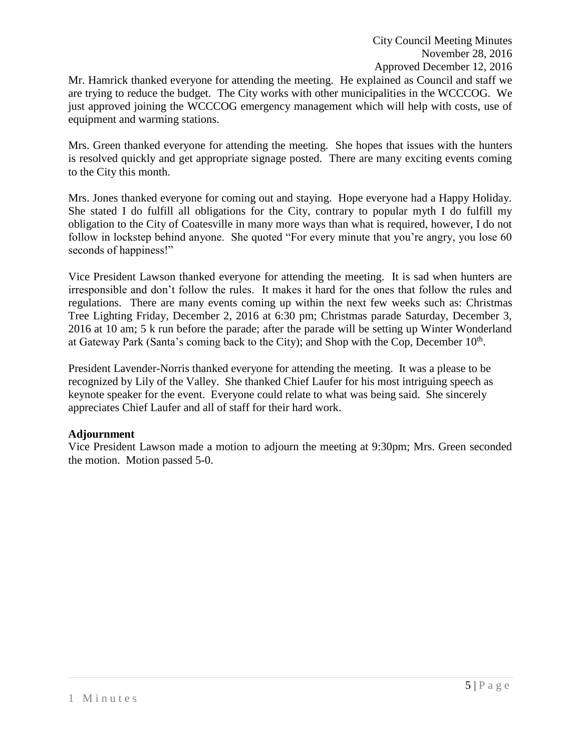Mr. Hamrick thanked everyone for attending the meeting. He explained as Council and staff we are trying to reduce the budget. The City works with other municipalities in the WCCCOG. We just approved joining the WCCCOG emergency management which will help with costs, use of equipment and warming stations.

Mrs. Green thanked everyone for attending the meeting. She hopes that issues with the hunters is resolved quickly and get appropriate signage posted. There are many exciting events coming to the City this month.

Mrs. Jones thanked everyone for coming out and staying. Hope everyone had a Happy Holiday. She stated I do fulfill all obligations for the City, contrary to popular myth I do fulfill my obligation to the City of Coatesville in many more ways than what is required, however, I do not follow in lockstep behind anyone. She quoted "For every minute that you're angry, you lose 60 seconds of happiness!"

Vice President Lawson thanked everyone for attending the meeting. It is sad when hunters are irresponsible and don't follow the rules. It makes it hard for the ones that follow the rules and regulations. There are many events coming up within the next few weeks such as: Christmas Tree Lighting Friday, December 2, 2016 at 6:30 pm; Christmas parade Saturday, December 3, 2016 at 10 am; 5 k run before the parade; after the parade will be setting up Winter Wonderland at Gateway Park (Santa's coming back to the City); and Shop with the Cop, December 10th.

President Lavender-Norris thanked everyone for attending the meeting. It was a please to be recognized by Lily of the Valley. She thanked Chief Laufer for his most intriguing speech as keynote speaker for the event. Everyone could relate to what was being said. She sincerely appreciates Chief Laufer and all of staff for their hard work.

**Adjournment**

Vice President Lawson made a motion to adjourn the meeting at 9:30pm; Mrs. Green seconded the motion. Motion passed 5-0.